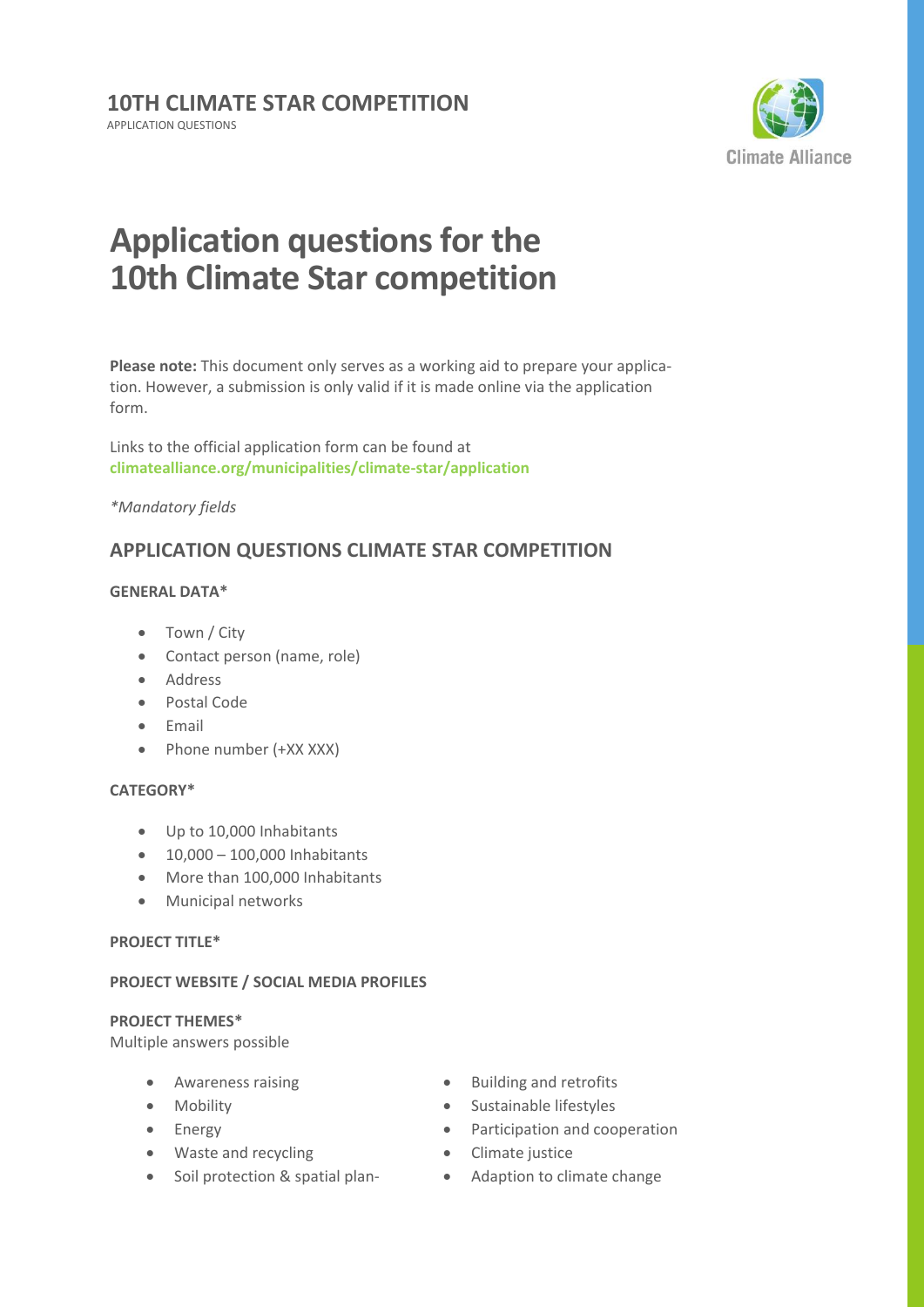**10TH CLIMATE STAR COMPETITION**
APPLICATION QUESTIONS

# Application questions for the 10th Climate Star competition

**Please note:** This document only serves as a working aid to prepare your application. However, a submission is only valid if it is made online via the application form.

Links to the official application form can be found at **climatealliance.org/municipalities/climate-star/application**

*\*Mandatory fields*

## APPLICATION QUESTIONS CLIMATE STAR COMPETITION

### GENERAL DATA*

- Town / City
- Contact person (name, role)
- Address
- Postal Code
- Email
- Phone number (+XX XXX)

### CATEGORY*

- Up to 10,000 Inhabitants
- 10,000 – 100,000 Inhabitants
- More than 100,000 Inhabitants
- Municipal networks

### PROJECT TITLE*

### PROJECT WEBSITE / SOCIAL MEDIA PROFILES

### PROJECT THEMES*

Multiple answers possible

- Awareness raising
- Mobility
- Energy
- Waste and recycling
- Soil protection & spatial plan-
- Building and retrofits
- Sustainable lifestyles
- Participation and cooperation
- Climate justice
- Adaption to climate change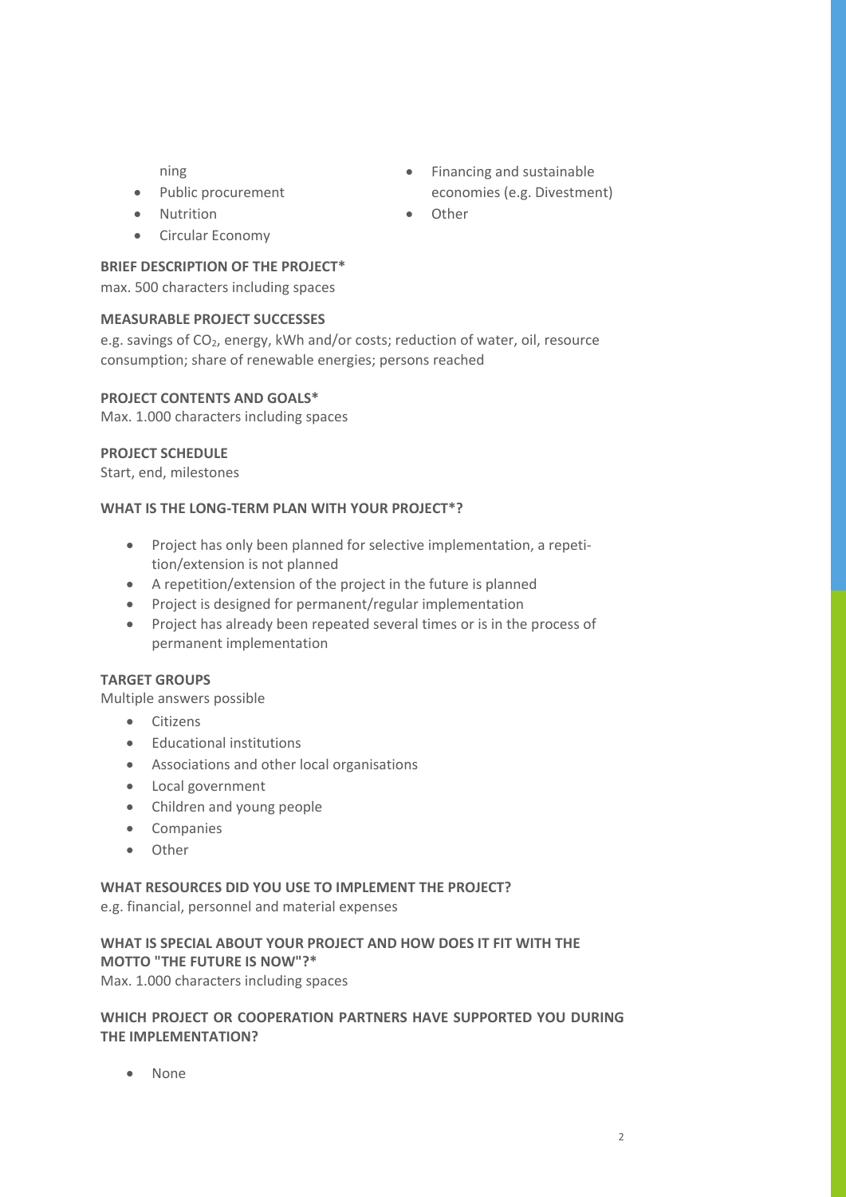ning

- Public procurement
- Nutrition
- Circular Economy
- Financing and sustainable economies (e.g. Divestment)
- Other

**BRIEF DESCRIPTION OF THE PROJECT***
max. 500 characters including spaces

**MEASURABLE PROJECT SUCCESSES**
e.g. savings of $CO_2$, energy, kWh and/or costs; reduction of water, oil, resource consumption; share of renewable energies; persons reached

**PROJECT CONTENTS AND GOALS***
Max. 1.000 characters including spaces

**PROJECT SCHEDULE**
Start, end, milestones

**WHAT IS THE LONG-TERM PLAN WITH YOUR PROJECT*?**

- Project has only been planned for selective implementation, a repetition/extension is not planned
- A repetition/extension of the project in the future is planned
- Project is designed for permanent/regular implementation
- Project has already been repeated several times or is in the process of permanent implementation

**TARGET GROUPS**
Multiple answers possible

- Citizens
- Educational institutions
- Associations and other local organisations
- Local government
- Children and young people
- Companies
- Other

**WHAT RESOURCES DID YOU USE TO IMPLEMENT THE PROJECT?**
e.g. financial, personnel and material expenses

**WHAT IS SPECIAL ABOUT YOUR PROJECT AND HOW DOES IT FIT WITH THE MOTTO "THE FUTURE IS NOW"?***
Max. 1.000 characters including spaces

**WHICH PROJECT OR COOPERATION PARTNERS HAVE SUPPORTED YOU DURING THE IMPLEMENTATION?**

- None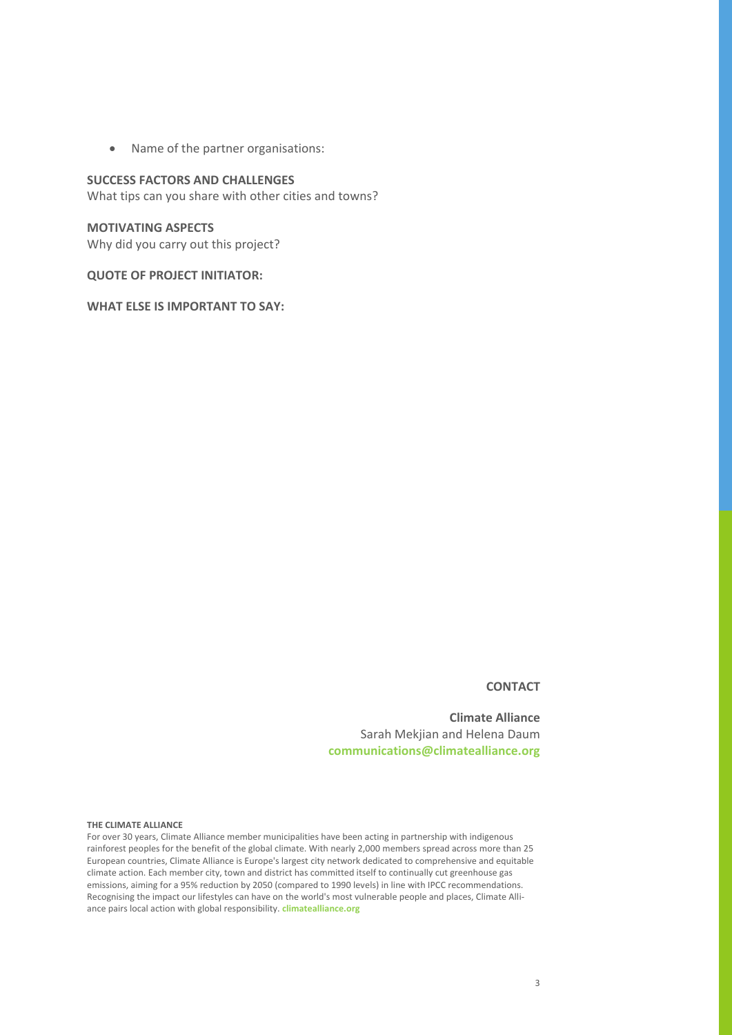- Name of the partner organisations:

**SUCCESS FACTORS AND CHALLENGES**
What tips can you share with other cities and towns?

**MOTIVATING ASPECTS**
Why did you carry out this project?

**QUOTE OF PROJECT INITIATOR:**

**WHAT ELSE IS IMPORTANT TO SAY:**

**CONTACT**

**Climate Alliance**
Sarah Mekjian and Helena Daum
**communications@climatealliance.org**

**THE CLIMATE ALLIANCE**
For over 30 years, Climate Alliance member municipalities have been acting in partnership with indigenous rainforest peoples for the benefit of the global climate. With nearly 2,000 members spread across more than 25 European countries, Climate Alliance is Europe's largest city network dedicated to comprehensive and equitable climate action. Each member city, town and district has committed itself to continually cut greenhouse gas emissions, aiming for a 95% reduction by 2050 (compared to 1990 levels) in line with IPCC recommendations. Recognising the impact our lifestyles can have on the world's most vulnerable people and places, Climate Alliance pairs local action with global responsibility. **climatealliance.org**